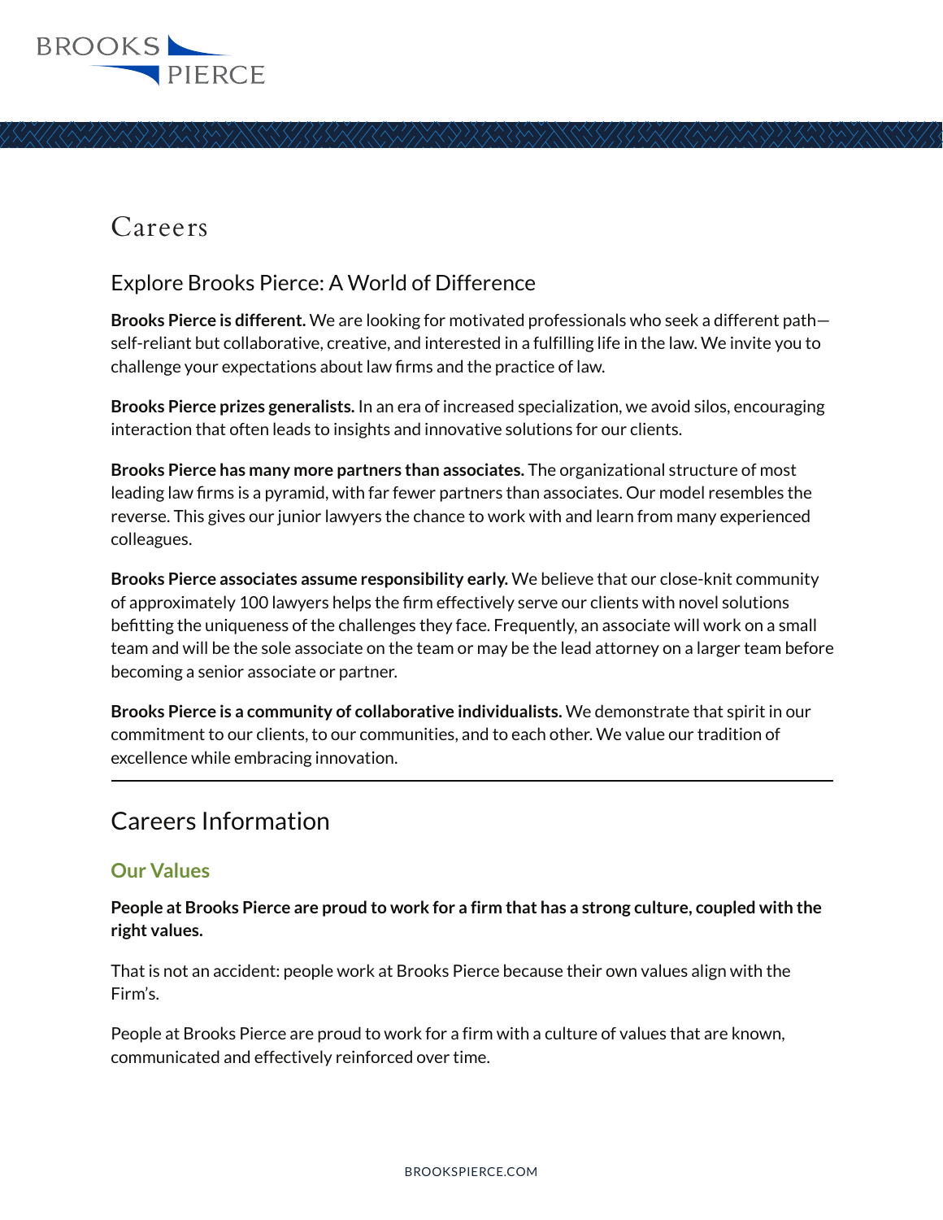# Careers

## Explore Brooks Pierce: A World of Difference

**Brooks Pierce is different.** We are looking for motivated professionals who seek a different path—self-reliant but collaborative, creative, and interested in a fulfilling life in the law. We invite you to challenge your expectations about law firms and the practice of law.

**Brooks Pierce prizes generalists.** In an era of increased specialization, we avoid silos, encouraging interaction that often leads to insights and innovative solutions for our clients.

**Brooks Pierce has many more partners than associates.** The organizational structure of most leading law firms is a pyramid, with far fewer partners than associates. Our model resembles the reverse. This gives our junior lawyers the chance to work with and learn from many experienced colleagues.

**Brooks Pierce associates assume responsibility early.** We believe that our close-knit community of approximately 100 lawyers helps the firm effectively serve our clients with novel solutions befitting the uniqueness of the challenges they face. Frequently, an associate will work on a small team and will be the sole associate on the team or may be the lead attorney on a larger team before becoming a senior associate or partner.

**Brooks Pierce is a community of collaborative individualists.** We demonstrate that spirit in our commitment to our clients, to our communities, and to each other. We value our tradition of excellence while embracing innovation.

---

## Careers Information

### Our Values

**People at Brooks Pierce are proud to work for a firm that has a strong culture, coupled with the right values.**

That is not an accident: people work at Brooks Pierce because their own values align with the Firm's.

People at Brooks Pierce are proud to work for a firm with a culture of values that are known, communicated and effectively reinforced over time.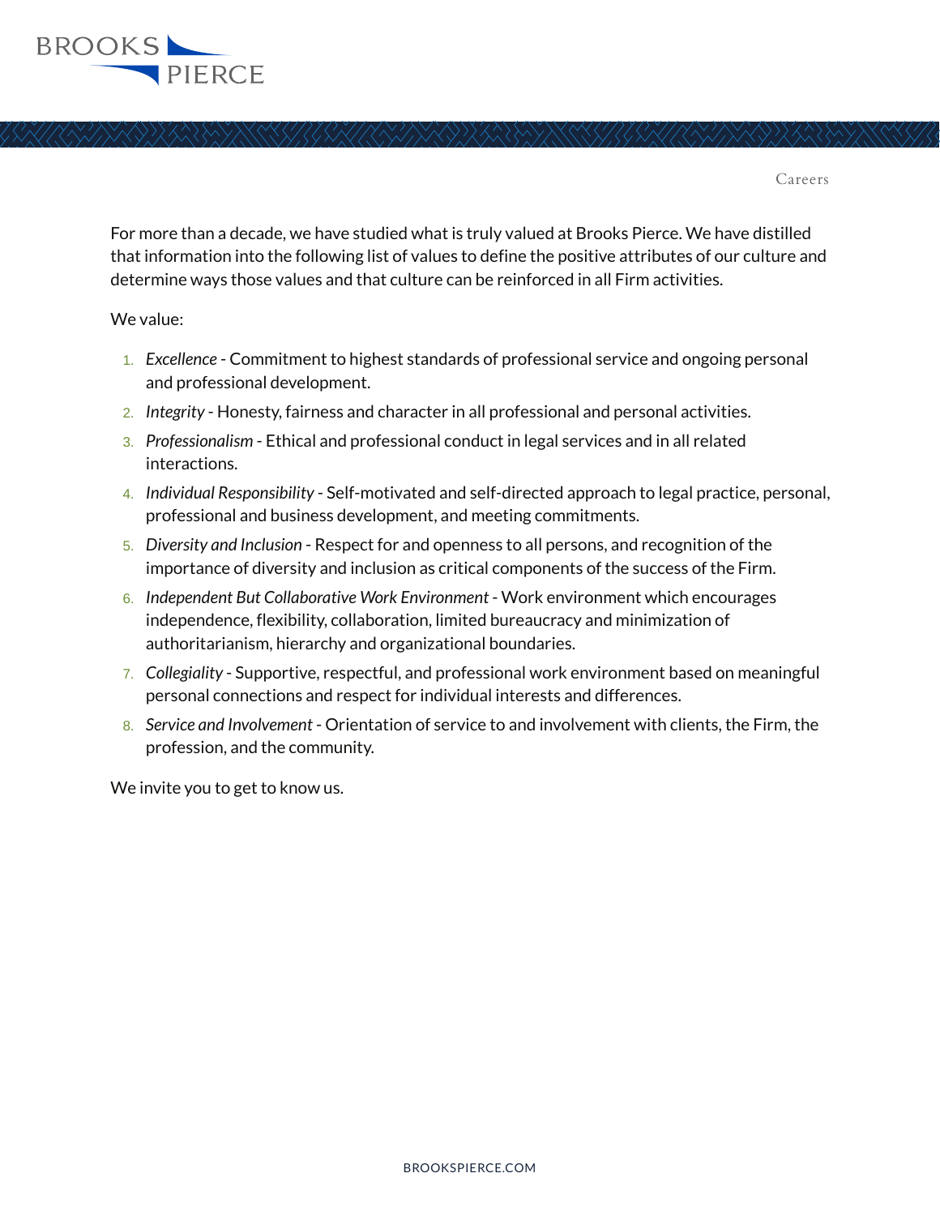For more than a decade, we have studied what is truly valued at Brooks Pierce. We have distilled that information into the following list of values to define the positive attributes of our culture and determine ways those values and that culture can be reinforced in all Firm activities.

We value:

1. *Excellence* - Commitment to highest standards of professional service and ongoing personal and professional development.
2. *Integrity* - Honesty, fairness and character in all professional and personal activities.
3. *Professionalism* - Ethical and professional conduct in legal services and in all related interactions.
4. *Individual Responsibility* - Self-motivated and self-directed approach to legal practice, personal, professional and business development, and meeting commitments.
5. *Diversity and Inclusion* - Respect for and openness to all persons, and recognition of the importance of diversity and inclusion as critical components of the success of the Firm.
6. *Independent But Collaborative Work Environment* - Work environment which encourages independence, flexibility, collaboration, limited bureaucracy and minimization of authoritarianism, hierarchy and organizational boundaries.
7. *Collegiality* - Supportive, respectful, and professional work environment based on meaningful personal connections and respect for individual interests and differences.
8. *Service and Involvement* - Orientation of service to and involvement with clients, the Firm, the profession, and the community.

We invite you to get to know us.